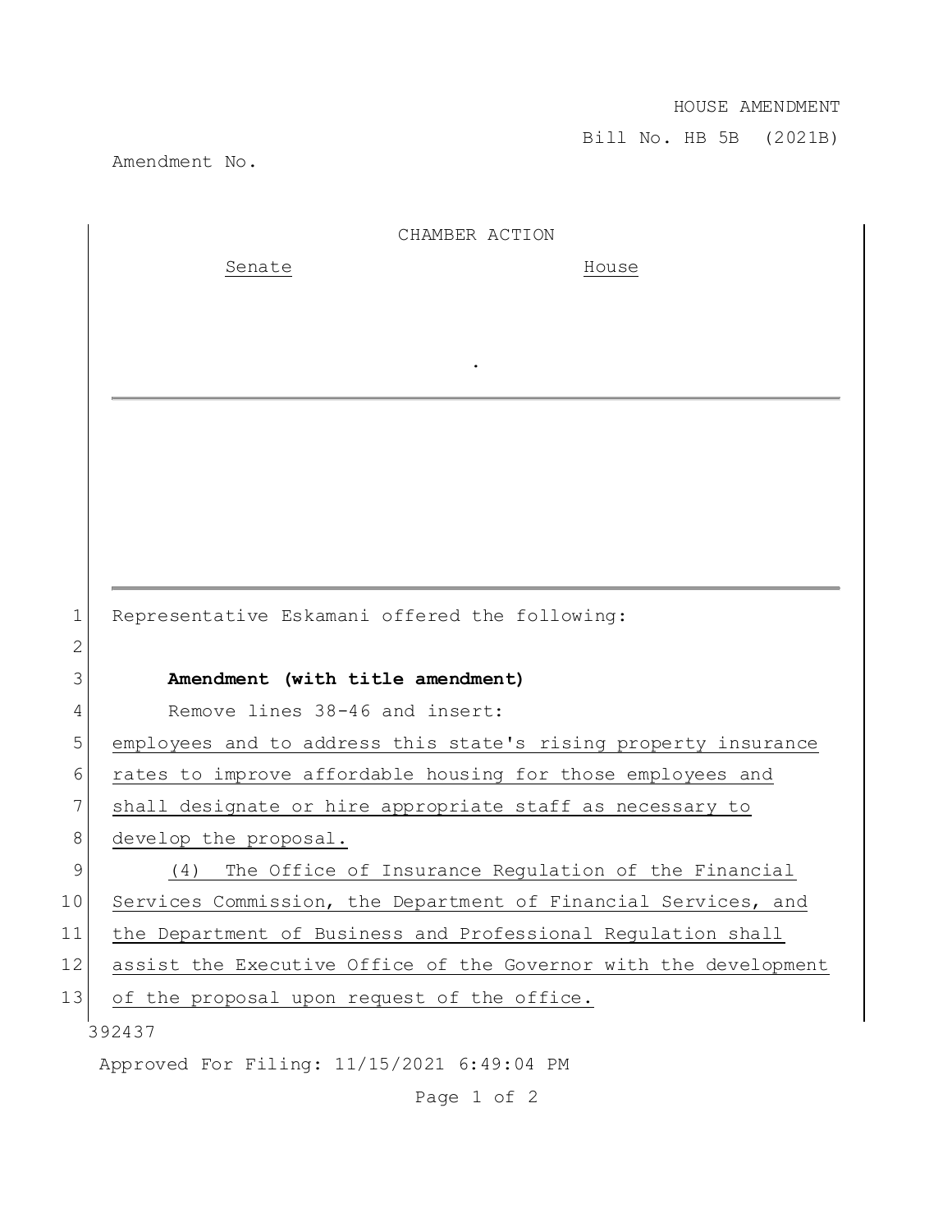HOUSE AMENDMENT

Bill No. HB 5B (2021B)

Amendment No.

CHAMBER ACTION

| Senate | House |
| --- | --- |
| | |

.

Representative Eskamani offered the following:

**Amendment (with title amendment)**

Remove lines 38-46 and insert:

employees and to address this state's rising property insurance rates to improve affordable housing for those employees and shall designate or hire appropriate staff as necessary to develop the proposal.

(4) The Office of Insurance Regulation of the Financial Services Commission, the Department of Financial Services, and the Department of Business and Professional Regulation shall assist the Executive Office of the Governor with the development of the proposal upon request of the office.

392437

Approved For Filing: 11/15/2021 6:49:04 PM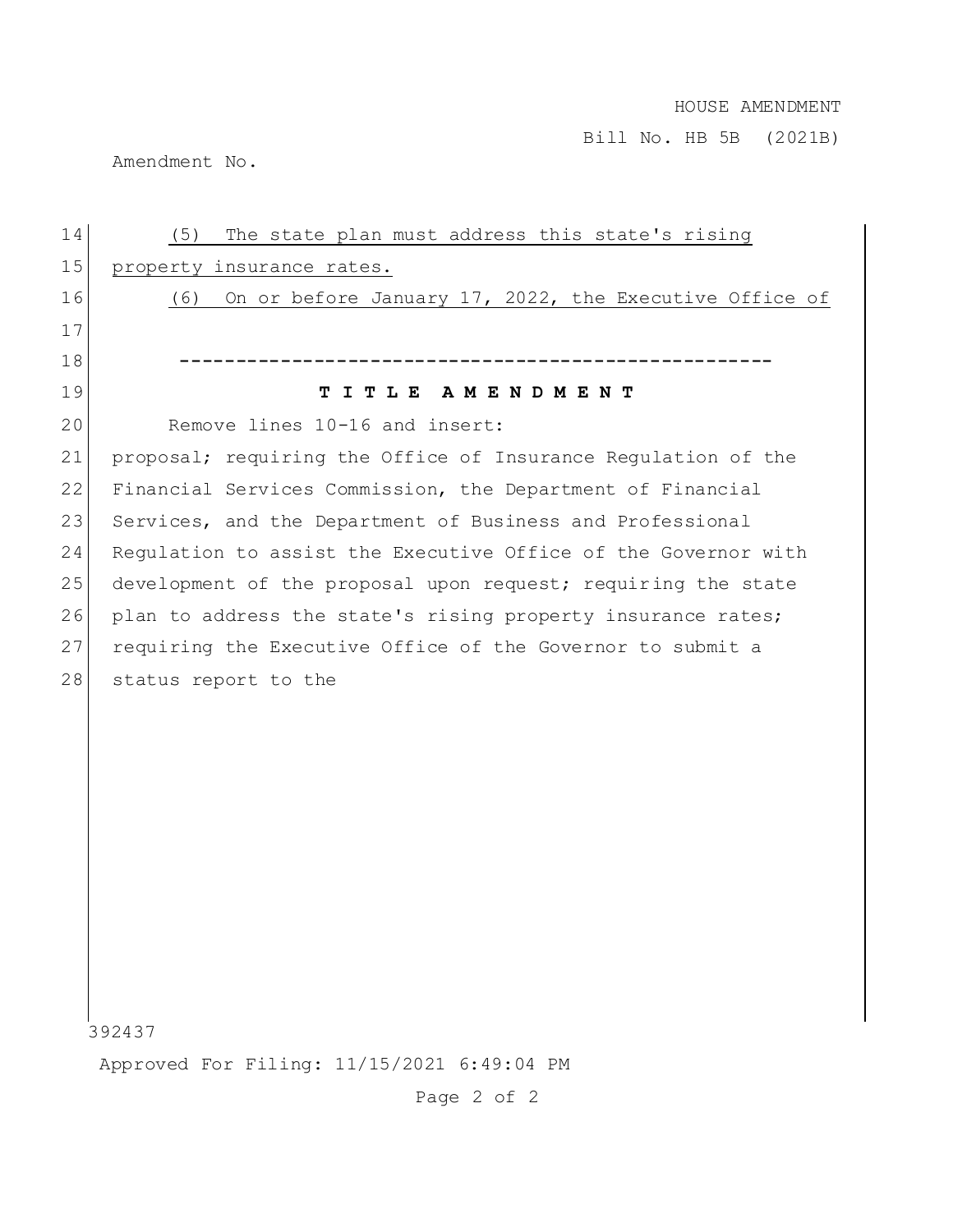(5) The state plan must address this state's rising property insurance rates.

(6) On or before January 17, 2022, the Executive Office of

-----------------------------------------------------

**T I T L E A M E N D M E N T**

Remove lines 10-16 and insert:

proposal; requiring the Office of Insurance Regulation of the Financial Services Commission, the Department of Financial Services, and the Department of Business and Professional Regulation to assist the Executive Office of the Governor with development of the proposal upon request; requiring the state plan to address the state's rising property insurance rates; requiring the Executive Office of the Governor to submit a status report to the

392437

Approved For Filing: 11/15/2021 6:49:04 PM